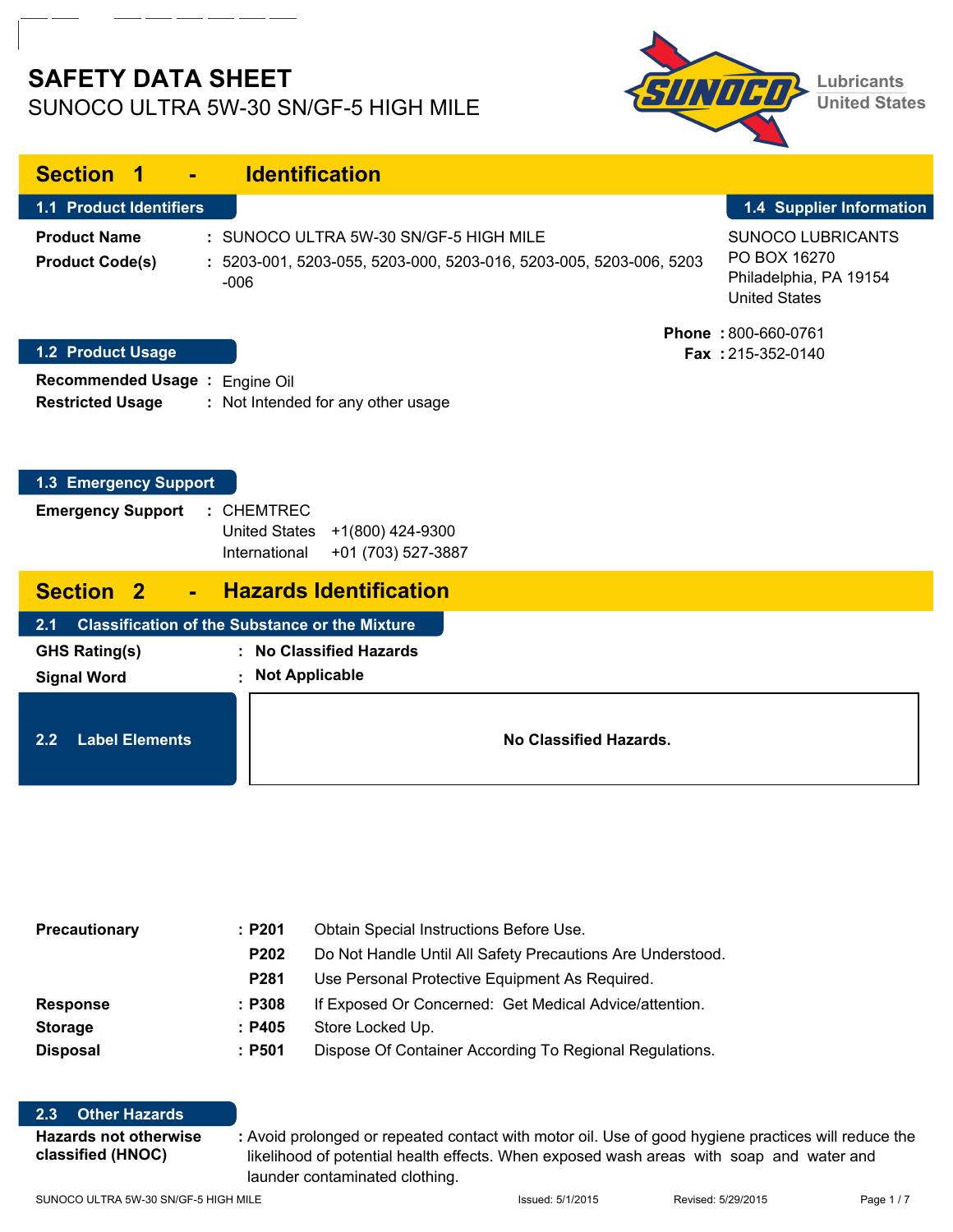# SAFETY DATA SHEET

SUNOCO ULTRA 5W-30 SN/GF-5 HIGH MILE

Lubricants
United States

## Section 1 - Identification

### 1.1 Product Identifiers

**Product Name** : SUNOCO ULTRA 5W-30 SN/GF-5 HIGH MILE

**Product Code(s)** : 5203-001, 5203-055, 5203-000, 5203-016, 5203-005, 5203-006, 5203-006

### 1.4 Supplier Information

SUNOCO LUBRICANTS
PO BOX 16270
Philadelphia, PA 19154
United States

**Phone** : 800-660-0761
**Fax** : 215-352-0140

### 1.2 Product Usage

**Recommended Usage** : Engine Oil
**Restricted Usage** : Not Intended for any other usage

### 1.3 Emergency Support

**Emergency Support** : CHEMTREC
United States +1(800) 424-9300
International +01 (703) 527-3887

## Section 2 - Hazards Identification

### 2.1 Classification of the Substance or the Mixture

**GHS Rating(s)** : **No Classified Hazards**

**Signal Word** : **Not Applicable**

### 2.2 Label Elements

**No Classified Hazards.**

| | | |
|---|---|---|
| **Precautionary** | **P201** | Obtain Special Instructions Before Use. |
| | **P202** | Do Not Handle Until All Safety Precautions Are Understood. |
| | **P281** | Use Personal Protective Equipment As Required. |
| **Response** | **P308** | If Exposed Or Concerned: Get Medical Advice/attention. |
| **Storage** | **P405** | Store Locked Up. |
| **Disposal** | **P501** | Dispose Of Container According To Regional Regulations. |

### 2.3 Other Hazards

**Hazards not otherwise classified (HNOC)** : Avoid prolonged or repeated contact with motor oil. Use of good hygiene practices will reduce the likelihood of potential health effects. When exposed wash areas with soap and water and launder contaminated clothing.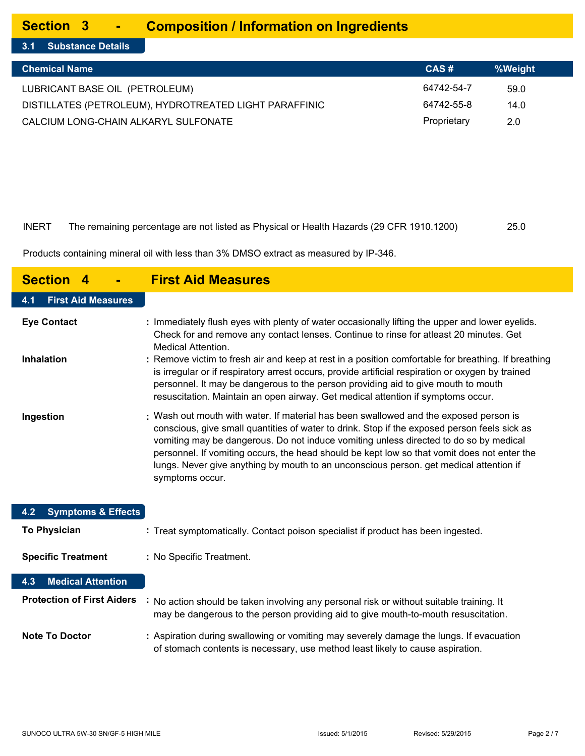# Section 3 - Composition / Information on Ingredients

## 3.1 Substance Details

| Chemical Name | CAS # | %Weight |
|---|---|---|
| LUBRICANT BASE OIL (PETROLEUM) | 64742-54-7 | 59.0 |
| DISTILLATES (PETROLEUM), HYDROTREATED LIGHT PARAFFINIC | 64742-55-8 | 14.0 |
| CALCIUM LONG-CHAIN ALKARYL SULFONATE | Proprietary | 2.0 |
| INERT The remaining percentage are not listed as Physical or Health Hazards (29 CFR 1910.1200) | | 25.0 |

Products containing mineral oil with less than 3% DMSO extract as measured by IP-346.

# Section 4 - First Aid Measures

## 4.1 First Aid Measures

**Eye Contact** : Immediately flush eyes with plenty of water occasionally lifting the upper and lower eyelids. Check for and remove any contact lenses. Continue to rinse for atleast 20 minutes. Get Medical Attention.

**Inhalation** : Remove victim to fresh air and keep at rest in a position comfortable for breathing. If breathing is irregular or if respiratory arrest occurs, provide artificial respiration or oxygen by trained personnel. It may be dangerous to the person providing aid to give mouth to mouth resuscitation. Maintain an open airway. Get medical attention if symptoms occur.

**Ingestion** : Wash out mouth with water. If material has been swallowed and the exposed person is conscious, give small quantities of water to drink. Stop if the exposed person feels sick as vomiting may be dangerous. Do not induce vomiting unless directed to do so by medical personnel. If vomiting occurs, the head should be kept low so that vomit does not enter the lungs. Never give anything by mouth to an unconscious person. get medical attention if symptoms occur.

## 4.2 Symptoms & Effects

**To Physician** : Treat symptomatically. Contact poison specialist if product has been ingested.

**Specific Treatment** : No Specific Treatment.

## 4.3 Medical Attention

**Protection of First Aiders** : No action should be taken involving any personal risk or without suitable training. It may be dangerous to the person providing aid to give mouth-to-mouth resuscitation.

**Note To Doctor** : Aspiration during swallowing or vomiting may severely damage the lungs. If evacuation of stomach contents is necessary, use method least likely to cause aspiration.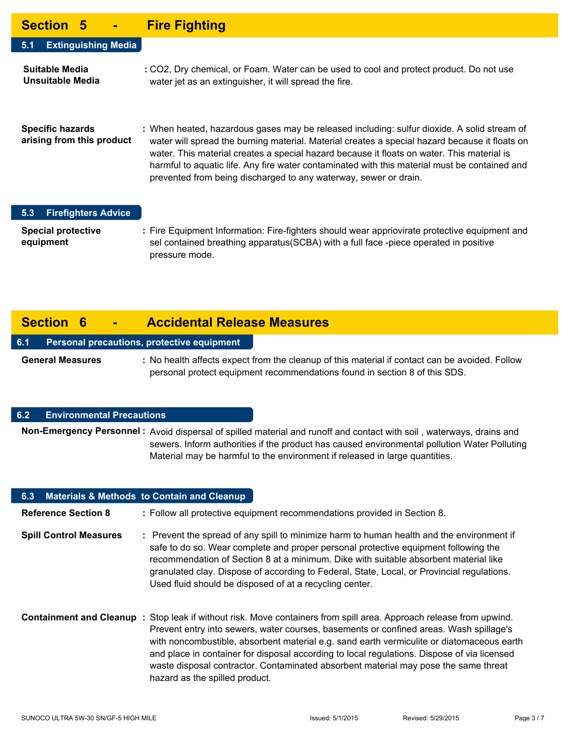## Section 5 - Fire Fighting

### 5.1 Extinguishing Media

**Suitable Media**
**Unsuitable Media**
: CO2, Dry chemical, or Foam. Water can be used to cool and protect product. Do not use water jet as an extinguisher, it will spread the fire.

**Specific hazards arising from this product** : When heated, hazardous gases may be released including: sulfur dioxide. A solid stream of water will spread the burning material. Material creates a special hazard because it floats on water. This material creates a special hazard because it floats on water. This material is harmful to aquatic life. Any fire water contaminated with this material must be contained and prevented from being discharged to any waterway, sewer or drain.

### 5.3 Firefighters Advice

**Special protective equipment** : Fire Equipment Information: Fire-fighters should wear appriovirate protective equipment and sel contained breathing apparatus(SCBA) with a full face -piece operated in positive pressure mode.

## Section 6 - Accidental Release Measures

### 6.1 Personal precautions, protective equipment

**General Measures** : No health affects expect from the cleanup of this material if contact can be avoided. Follow personal protect equipment recommendations found in section 8 of this SDS.

### 6.2 Environmental Precautions

**Non-Emergency Personnel** : Avoid dispersal of spilled material and runoff and contact with soil , waterways, drains and sewers. Inform authorities if the product has caused environmental pollution Water Polluting Material may be harmful to the environment if released in large quantities.

### 6.3 Materials & Methods to Contain and Cleanup

**Reference Section 8** : Follow all protective equipment recommendations provided in Section 8.

**Spill Control Measures** : Prevent the spread of any spill to minimize harm to human health and the environment if safe to do so. Wear complete and proper personal protective equipment following the recommendation of Section 8 at a minimum. Dike with suitable absorbent material like granulated clay. Dispose of according to Federal, State, Local, or Provincial regulations. Used fluid should be disposed of at a recycling center.

**Containment and Cleanup** : Stop leak if without risk. Move containers from spill area. Approach release from upwind. Prevent entry into sewers, water courses, basements or confined areas. Wash spillage's with noncombustible, absorbent material e.g. sand earth vermiculite or diatomaceous earth and place in container for disposal according to local regulations. Dispose of via licensed waste disposal contractor. Contaminated absorbent material may pose the same threat hazard as the spilled product.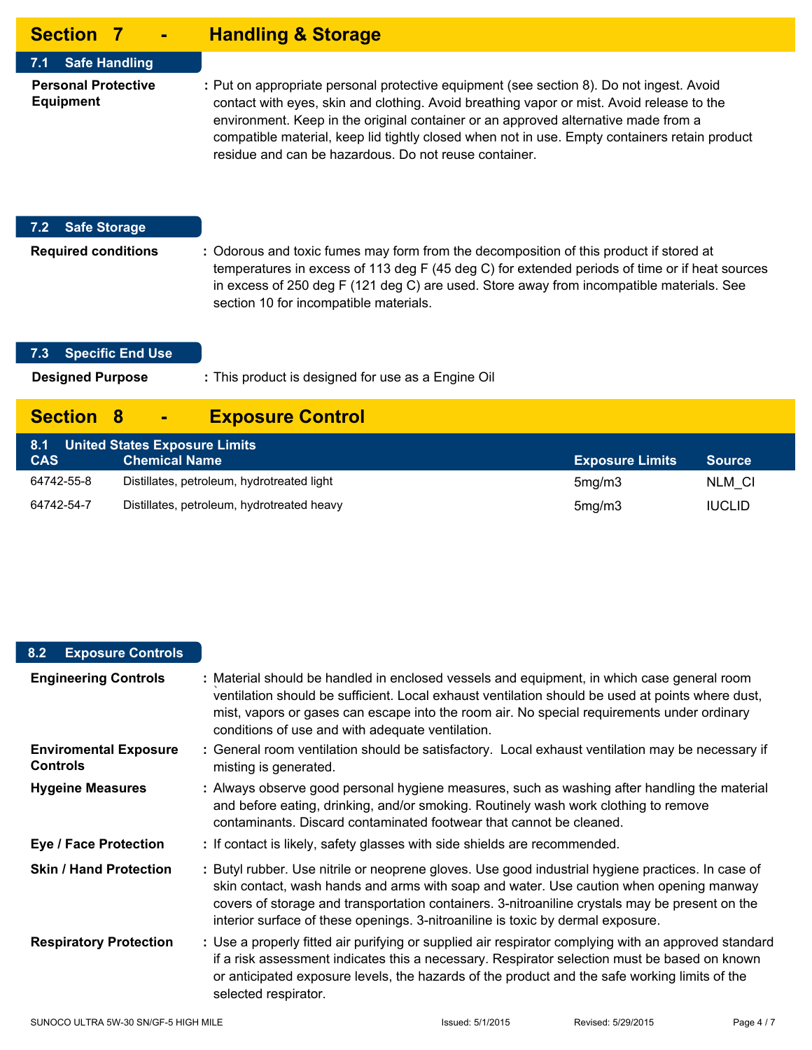# Section 7 - Handling & Storage

## 7.1 Safe Handling

**Personal Protective Equipment** : Put on appropriate personal protective equipment (see section 8). Do not ingest. Avoid contact with eyes, skin and clothing. Avoid breathing vapor or mist. Avoid release to the environment. Keep in the original container or an approved alternative made from a compatible material, keep lid tightly closed when not in use. Empty containers retain product residue and can be hazardous. Do not reuse container.

## 7.2 Safe Storage

**Required conditions** : Odorous and toxic fumes may form from the decomposition of this product if stored at temperatures in excess of 113 deg F (45 deg C) for extended periods of time or if heat sources in excess of 250 deg F (121 deg C) are used. Store away from incompatible materials. See section 10 for incompatible materials.

## 7.3 Specific End Use

**Designed Purpose** : This product is designed for use as a Engine Oil

# Section 8 - Exposure Control

## 8.1 United States Exposure Limits

| CAS | Chemical Name | Exposure Limits | Source |
|---|---|---|---|
| 64742-55-8 | Distillates, petroleum, hydrotreated light | 5mg/m3 | NLM_CI |
| 64742-54-7 | Distillates, petroleum, hydrotreated heavy | 5mg/m3 | IUCLID |

## 8.2 Exposure Controls

**Engineering Controls** : Material should be handled in enclosed vessels and equipment, in which case general room ventilation should be sufficient. Local exhaust ventilation should be used at points where dust, mist, vapors or gases can escape into the room air. No special requirements under ordinary conditions of use and with adequate ventilation.

**Enviromental Exposure Controls** : General room ventilation should be satisfactory. Local exhaust ventilation may be necessary if misting is generated.

**Hygeine Measures** : Always observe good personal hygiene measures, such as washing after handling the material and before eating, drinking, and/or smoking. Routinely wash work clothing to remove contaminants. Discard contaminated footwear that cannot be cleaned.

**Eye / Face Protection** : If contact is likely, safety glasses with side shields are recommended.

**Skin / Hand Protection** : Butyl rubber. Use nitrile or neoprene gloves. Use good industrial hygiene practices. In case of skin contact, wash hands and arms with soap and water. Use caution when opening manway covers of storage and transportation containers. 3-nitroaniline crystals may be present on the interior surface of these openings. 3-nitroaniline is toxic by dermal exposure.

**Respiratory Protection** : Use a properly fitted air purifying or supplied air respirator complying with an approved standard if a risk assessment indicates this a necessary. Respirator selection must be based on known or anticipated exposure levels, the hazards of the product and the safe working limits of the selected respirator.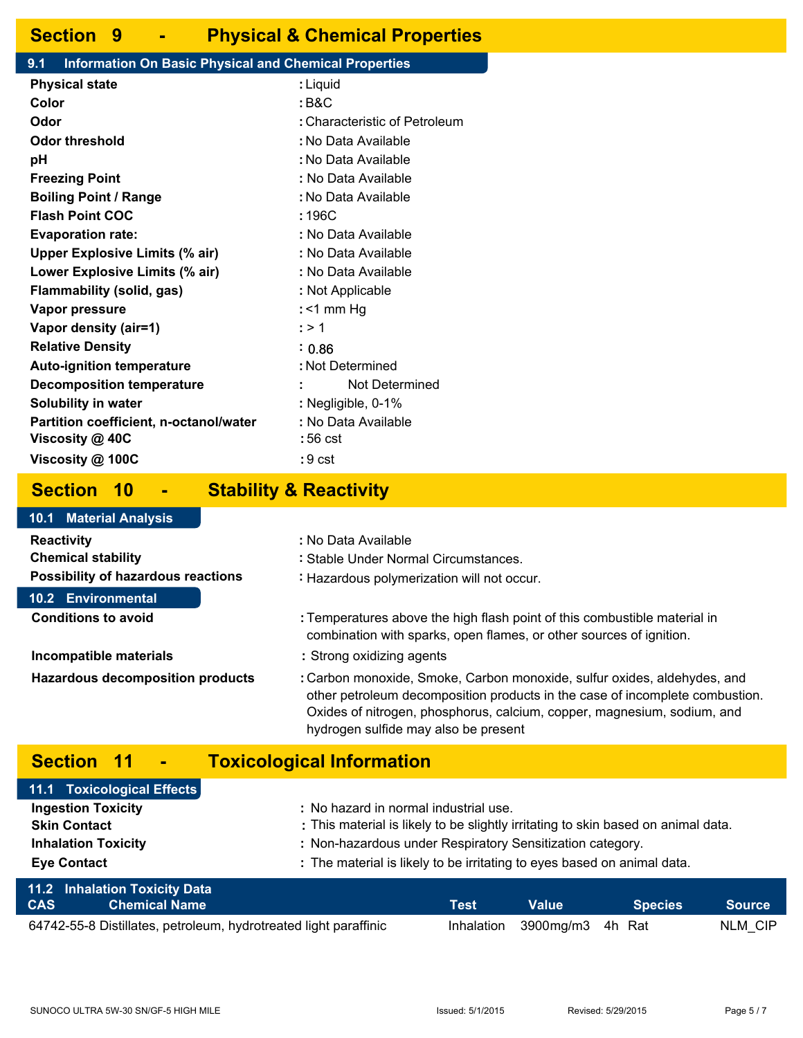## Section 9 - Physical & Chemical Properties

### 9.1 Information On Basic Physical and Chemical Properties

| | |
|---|---|
| **Physical state** | : Liquid |
| **Color** | : B&C |
| **Odor** | : Characteristic of Petroleum |
| **Odor threshold** | : No Data Available |
| **pH** | : No Data Available |
| **Freezing Point** | : No Data Available |
| **Boiling Point / Range** | : No Data Available |
| **Flash Point COC** | : 196C |
| **Evaporation rate:** | : No Data Available |
| **Upper Explosive Limits (% air)** | : No Data Available |
| **Lower Explosive Limits (% air)** | : No Data Available |
| **Flammability (solid, gas)** | : Not Applicable |
| **Vapor pressure** | : <1 mm Hg |
| **Vapor density (air=1)** | : > 1 |
| **Relative Density** | : 0.86 |
| **Auto-ignition temperature** | : Not Determined |
| **Decomposition temperature** | : Not Determined |
| **Solubility in water** | : Negligible, 0-1% |
| **Partition coefficient, n-octanol/water** | : No Data Available |
| **Viscosity @ 40C** | : 56 cst |
| **Viscosity @ 100C** | : 9 cst |

## Section 10 - Stability & Reactivity

### 10.1 Material Analysis

| | |
|---|---|
| **Reactivity** | : No Data Available |
| **Chemical stability** | : Stable Under Normal Circumstances. |
| **Possibility of hazardous reactions** | : Hazardous polymerization will not occur. |

### 10.2 Environmental

| | |
|---|---|
| **Conditions to avoid** | : Temperatures above the high flash point of this combustible material in combination with sparks, open flames, or other sources of ignition. |
| **Incompatible materials** | : Strong oxidizing agents |
| **Hazardous decomposition products** | : Carbon monoxide, Smoke, Carbon monoxide, sulfur oxides, aldehydes, and other petroleum decomposition products in the case of incomplete combustion. Oxides of nitrogen, phosphorus, calcium, copper, magnesium, sodium, and hydrogen sulfide may also be present |

## Section 11 - Toxicological Information

### 11.1 Toxicological Effects

| | |
|---|---|
| **Ingestion Toxicity** | : No hazard in normal industrial use. |
| **Skin Contact** | : This material is likely to be slightly irritating to skin based on animal data. |
| **Inhalation Toxicity** | : Non-hazardous under Respiratory Sensitization category. |
| **Eye Contact** | : The material is likely to be irritating to eyes based on animal data. |

### 11.2 Inhalation Toxicity Data

| CAS | Chemical Name | Test | Value | | Species | Source |
|---|---|---|---|---|---|---|
| 64742-55-8 | Distillates, petroleum, hydrotreated light paraffinic | Inhalation | 3900mg/m3 | 4h | Rat | NLM_CIP |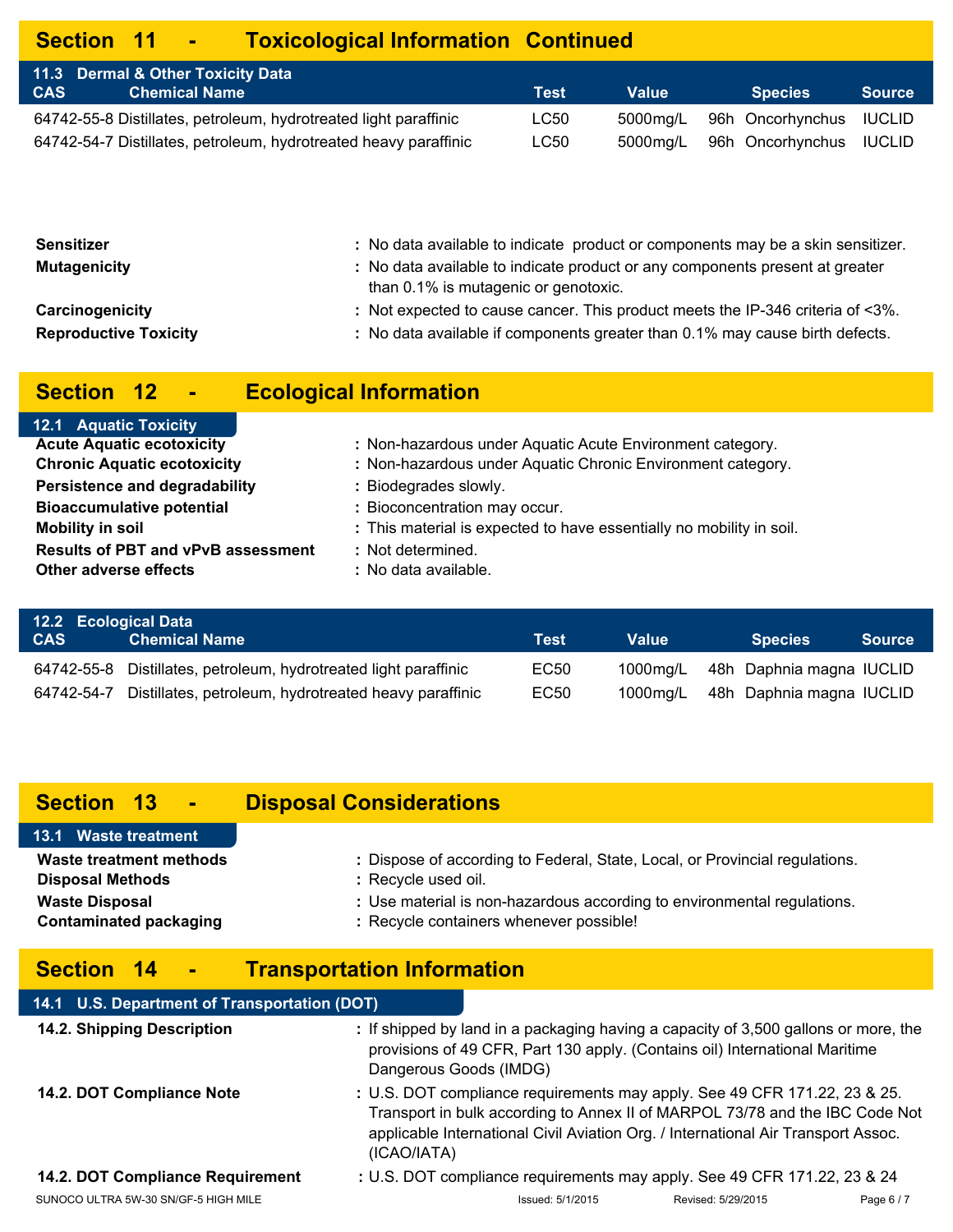## Section 11 - Toxicological Information Continued

### 11.3 Dermal & Other Toxicity Data

| CAS | Chemical Name | Test | Value | Species | Source |
|---|---|---|---|---|---|
| 64742-55-8 | Distillates, petroleum, hydrotreated light paraffinic | LC50 | 5000mg/L 96h | Oncorhynchus | IUCLID |
| 64742-54-7 | Distillates, petroleum, hydrotreated heavy paraffinic | LC50 | 5000mg/L 96h | Oncorhynchus | IUCLID |

**Sensitizer** : No data available to indicate product or components may be a skin sensitizer.

**Mutagenicity** : No data available to indicate product or any components present at greater than 0.1% is mutagenic or genotoxic.

**Carcinogenicity** : Not expected to cause cancer. This product meets the IP-346 criteria of <3%.

**Reproductive Toxicity** : No data available if components greater than 0.1% may cause birth defects.

## Section 12 - Ecological Information

### 12.1 Aquatic Toxicity

**Acute Aquatic ecotoxicity** : Non-hazardous under Aquatic Acute Environment category.

**Chronic Aquatic ecotoxicity** : Non-hazardous under Aquatic Chronic Environment category.

**Persistence and degradability** : Biodegrades slowly.

**Bioaccumulative potential** : Bioconcentration may occur.

**Mobility in soil** : This material is expected to have essentially no mobility in soil.

**Results of PBT and vPvB assessment** : Not determined.

**Other adverse effects** : No data available.

### 12.2 Ecological Data

| CAS | Chemical Name | Test | Value | Species | Source |
|---|---|---|---|---|---|
| 64742-55-8 | Distillates, petroleum, hydrotreated light paraffinic | EC50 | 1000mg/L 48h | Daphnia magna | IUCLID |
| 64742-54-7 | Distillates, petroleum, hydrotreated heavy paraffinic | EC50 | 1000mg/L 48h | Daphnia magna | IUCLID |

## Section 13 - Disposal Considerations

### 13.1 Waste treatment

**Waste treatment methods** : Dispose of according to Federal, State, Local, or Provincial regulations.

**Disposal Methods** : Recycle used oil.

**Waste Disposal** : Use material is non-hazardous according to environmental regulations.

**Contaminated packaging** : Recycle containers whenever possible!

## Section 14 - Transportation Information

### 14.1 U.S. Department of Transportation (DOT)

**14.2. Shipping Description** : If shipped by land in a packaging having a capacity of 3,500 gallons or more, the provisions of 49 CFR, Part 130 apply. (Contains oil) International Maritime Dangerous Goods (IMDG)

**14.2. DOT Compliance Note** : U.S. DOT compliance requirements may apply. See 49 CFR 171.22, 23 & 25. Transport in bulk according to Annex II of MARPOL 73/78 and the IBC Code Not applicable International Civil Aviation Org. / International Air Transport Assoc. (ICAO/IATA)

**14.2. DOT Compliance Requirement** : U.S. DOT compliance requirements may apply. See 49 CFR 171.22, 23 & 24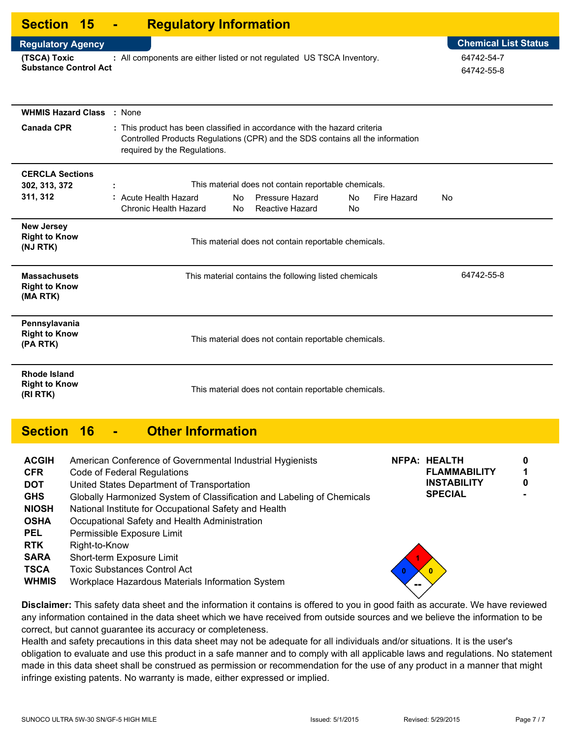## Section 15 - Regulatory Information

| Regulatory Agency | | Chemical List Status |
|---|---|---|
| **(TSCA) Toxic Substance Control Act** | : All components are either listed or not regulated US TSCA Inventory. | 64742-54-7<br>64742-55-8 |
| **WHMIS Hazard Class** | : None | |
| **Canada CPR** | : This product has been classified in accordance with the hazard criteria Controlled Products Regulations (CPR) and the SDS contains all the information required by the Regulations. | |
| **CERCLA Sections 302, 313, 372** | : This material does not contain reportable chemicals. | |
| **311, 312** | : Acute Health Hazard No; Pressure Hazard No; Fire Hazard No; Chronic Health Hazard No; Reactive Hazard No | |
| **New Jersey Right to Know (NJ RTK)** | This material does not contain reportable chemicals. | |
| **Massachusets Right to Know (MA RTK)** | This material contains the following listed chemicals | 64742-55-8 |
| **Pennsylavania Right to Know (PA RTK)** | This material does not contain reportable chemicals. | |
| **Rhode Island Right to Know (RI RTK)** | This material does not contain reportable chemicals. | |

## Section 16 - Other Information

| | |
|---|---|
| **ACGIH** | American Conference of Governmental Industrial Hygienists |
| **CFR** | Code of Federal Regulations |
| **DOT** | United States Department of Transportation |
| **GHS** | Globally Harmonized System of Classification and Labeling of Chemicals |
| **NIOSH** | National Institute for Occupational Safety and Health |
| **OSHA** | Occupational Safety and Health Administration |
| **PEL** | Permissible Exposure Limit |
| **RTK** | Right-to-Know |
| **SARA** | Short-term Exposure Limit |
| **TSCA** | Toxic Substances Control Act |
| **WHMIS** | Workplace Hazardous Materials Information System |

**NFPA:**

| | |
|---|---|
| **HEALTH** | 0 |
| **FLAMMABILITY** | 1 |
| **INSTABILITY** | 0 |
| **SPECIAL** | - |

1
0
0
--

**Disclaimer:** This safety data sheet and the information it contains is offered to you in good faith as accurate. We have reviewed any information contained in the data sheet which we have received from outside sources and we believe the information to be correct, but cannot guarantee its accuracy or completeness.
Health and safety precautions in this data sheet may not be adequate for all individuals and/or situations. It is the user's obligation to evaluate and use this product in a safe manner and to comply with all applicable laws and regulations. No statement made in this data sheet shall be construed as permission or recommendation for the use of any product in a manner that might infringe existing patents. No warranty is made, either expressed or implied.